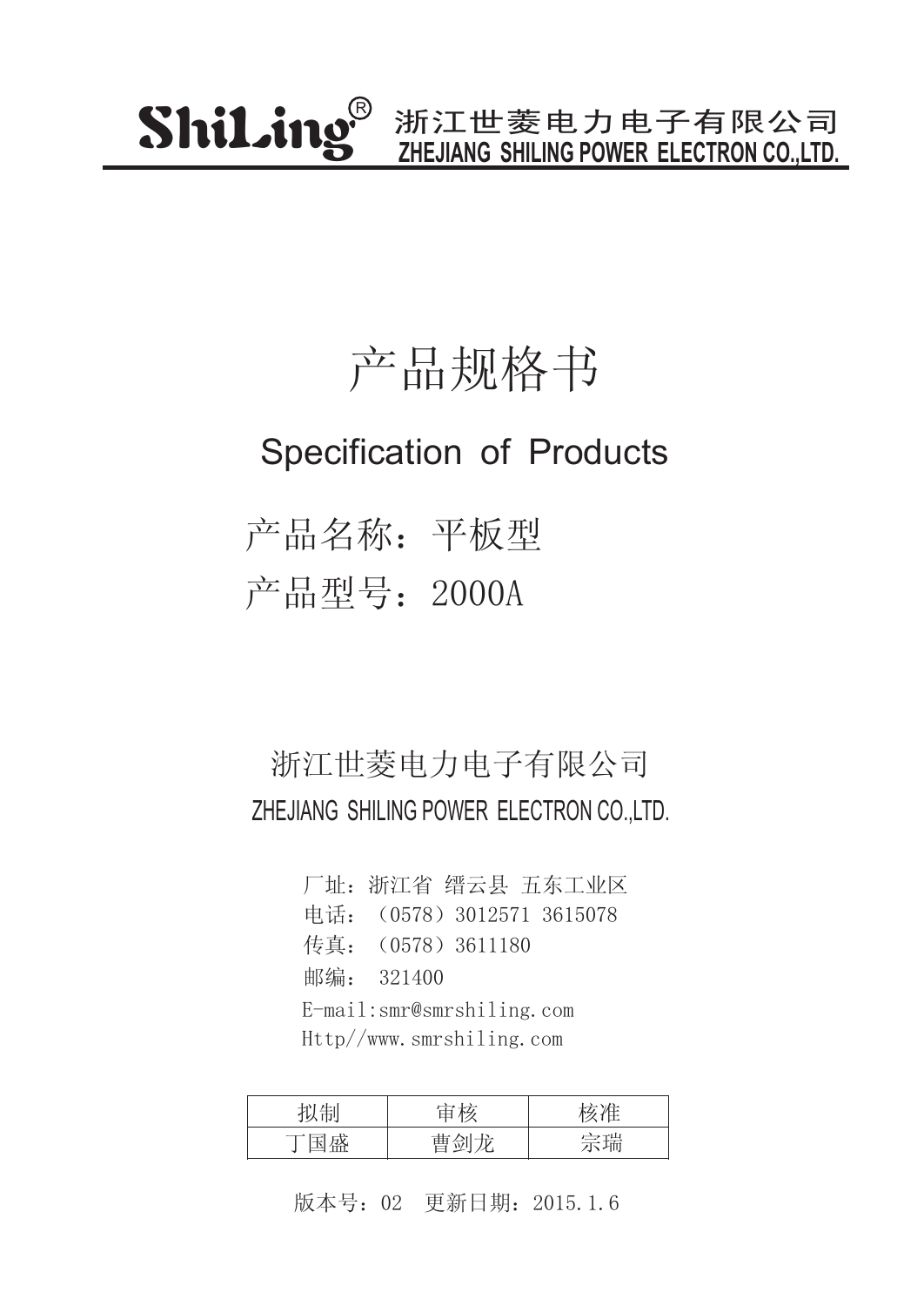**ShiLing®** 浙江世菱电力电子有限公司
ZHEJIANG SHILING POWER ELECTRON CO.,LTD.

# 产品规格书

## Specification of Products

## 产品名称：平板型

## 产品型号：2000A

浙江世菱电力电子有限公司

ZHEJIANG SHILING POWER ELECTRON CO.,LTD.

厂址：浙江省 缙云县 五东工业区

电话：（0578）3012571 3615078

传真：（0578）3611180

邮编： 321400

E-mail:smr@smrshiling.com

Http//www.smrshiling.com

| 拟制 | 审核 | 核准 |
| --- | --- | --- |
| 丁国盛 | 曹剑龙 | 宗瑞 |

版本号：02 更新日期：2015.1.6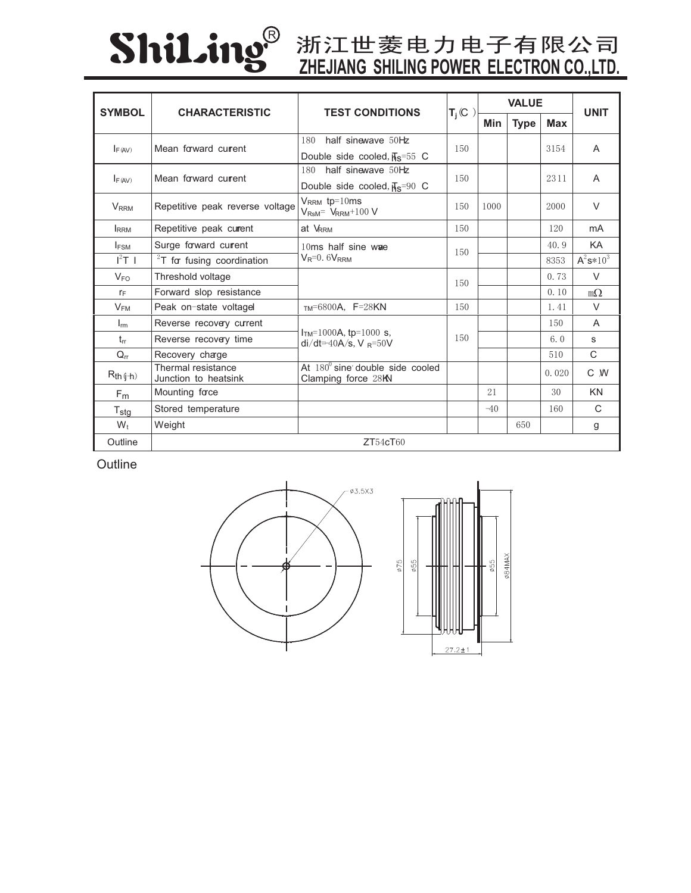# ShiLing® 浙江世菱电力电子有限公司 ZHEJIANG SHILING POWER ELECTRON CO.,LTD.

| SYMBOL | CHARACTERISTIC | TEST CONDITIONS | $T_j$(℃) | VALUE | | | UNIT |
|---|---|---|---|---|---|---|---|
| | | | | Min | Type | Max | |
| $I_{F(AV)}$ | Mean forward current | 180 half sinewave 50Hz Double side cooled, $T_{hs}$=55 C | 150 | | | 3154 | A |
| $I_{F(AV)}$ | Mean forward current | 180 half sinewave 50Hz Double side cooled, $T_{hs}$=90 C | 150 | | | 2311 | A |
| $V_{RRM}$ | Repetitive peak reverse voltage | $V_{RRM}$ tp=10ms $V_{RsM}$= $V_{RRM}$+100 V | 150 | 1000 | | 2000 | V |
| $I_{RRM}$ | Repetitive peak current | at $V_{RRM}$ | 150 | | | 120 | mA |
| $I_{FSM}$ | Surge forward current | 10ms half sine wave $V_R$=0.6$V_{RRM}$ | 150 | | | 40.9 | KA |
| $I^2T$ | $I^2T$ for fusing coordination | | | | | 8353 | $A^2s*10^3$ |
| $V_{FO}$ | Threshold voltage | | 150 | | | 0.73 | V |
| $r_F$ | Forward slop resistance | | | | | 0.10 | mΩ |
| $V_{FM}$ | Peak on-state voltage | $I_{TM}$=6800A, F=28KN | 150 | | | 1.41 | V |
| $I_{rm}$ | Reverse recovery current | $I_{TM}$=1000A, tp=1000 s, di/dt=-40A/s, $V_R$=50V | 150 | | | 150 | A |
| $t_{rr}$ | Reverse recovery time | | | | | 6.0 | s |
| $Q_{rr}$ | Recovery charge | | | | | 510 | C |
| $R_{th(j-h)}$ | Thermal resistance Junction to heatsink | At 180° sine double side cooled Clamping force 28KN | | | | 0.020 | C/W |
| $F_m$ | Mounting force | | | 21 | | 30 | KN |
| $T_{stg}$ | Stored temperature | | | -40 | | 160 | C |
| $W_t$ | Weight | | | | 650 | | g |
| Outline | ZT54cT60 | | | | | | |

Outline

φ3.5X3, φ75, φ55, φ55, φ84MAX, 27.2±1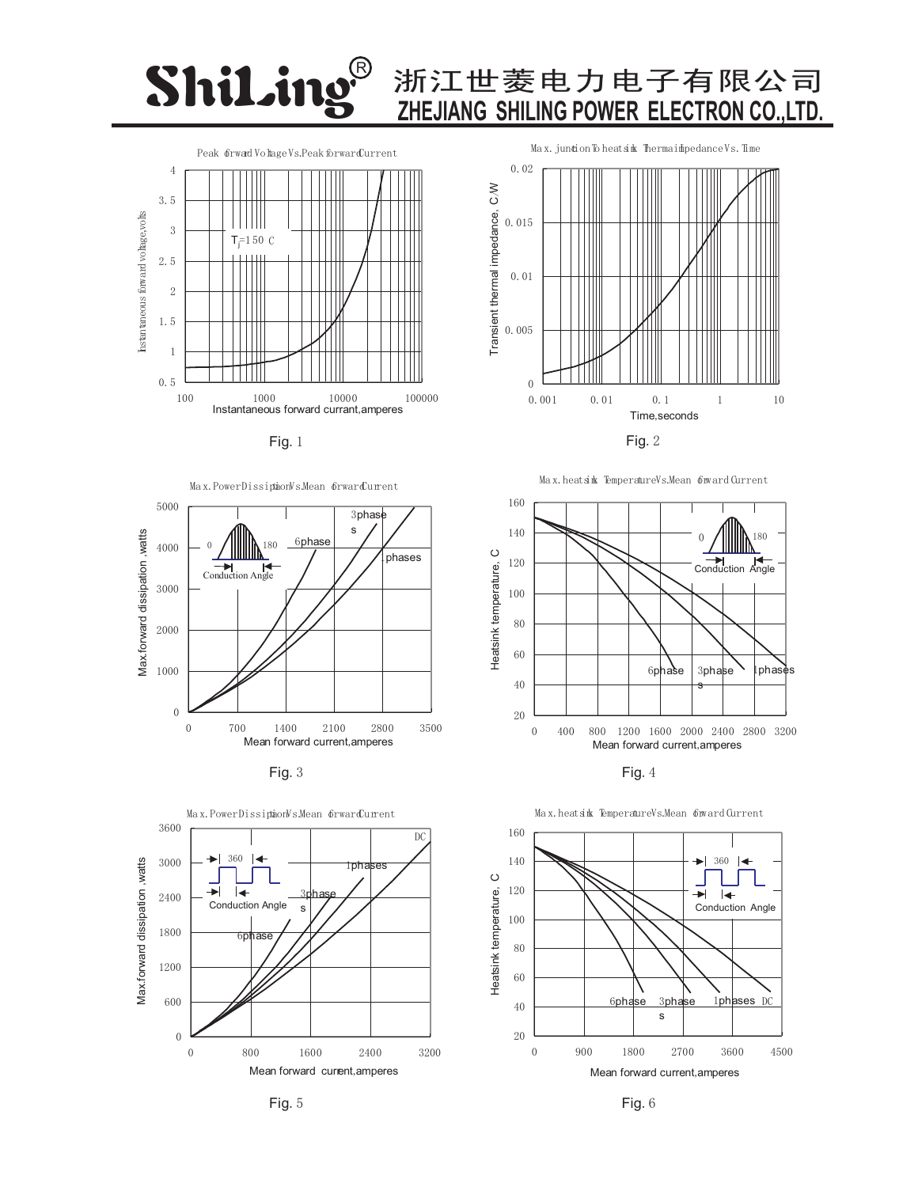# ShiLing®  浙江世菱电力电子有限公司
## ZHEJIANG SHILING POWER ELECTRON CO.,LTD.

Peak forward Voltage Vs.Peak forward Current

Instantaneous forward voltage,volts

4
3.5
3
2.5
2
1.5
1
0.5

$T_j$=150 C

100 1000 10000 100000

Instantaneous forward currant,amperes

Fig. 1

Max. junction To heatsink Thermal impedance Vs. Time

Transient thermal impedance, C/W

0.02
0.015
0.01
0.005
0

0.001 0.01 0.1 1 10

Time,seconds

Fig. 2

Max.Power Dissipation Vs.Mean forward Current

Max.forward dissipation ,watts

5000
4000
3000
2000
1000
0

0 180

Conduction Angle

6phase

3phases

1phases

0 700 1400 2100 2800 3500

Mean forward current,amperes

Fig. 3

Max.heatsink Temperature Vs.Mean forward Current

Heatsink temperature, C

160
140
120
100
80
60
40
20

0 180

Conduction Angle

6phase 3phases 1phases

0 400 800 1200 1600 2000 2400 2800 3200

Mean forward current,amperes

Fig. 4

Max.Power Dissipation Vs.Mean forward Current

Max.forward dissipation ,watts

3600
3000
2400
1800
1200
600
0

360

Conduction Angle

DC

1phases

3phases

6phase

0 800 1600 2400 3200

Mean forward current,amperes

Fig. 5

Max.heatsink Temperature Vs.Mean forward Current

Heatsink temperature, C

160
140
120
100
80
60
40
20

360

Conduction Angle

6phase 3phases 1phases DC

0 900 1800 2700 3600 4500

Mean forward current,amperes

Fig. 6